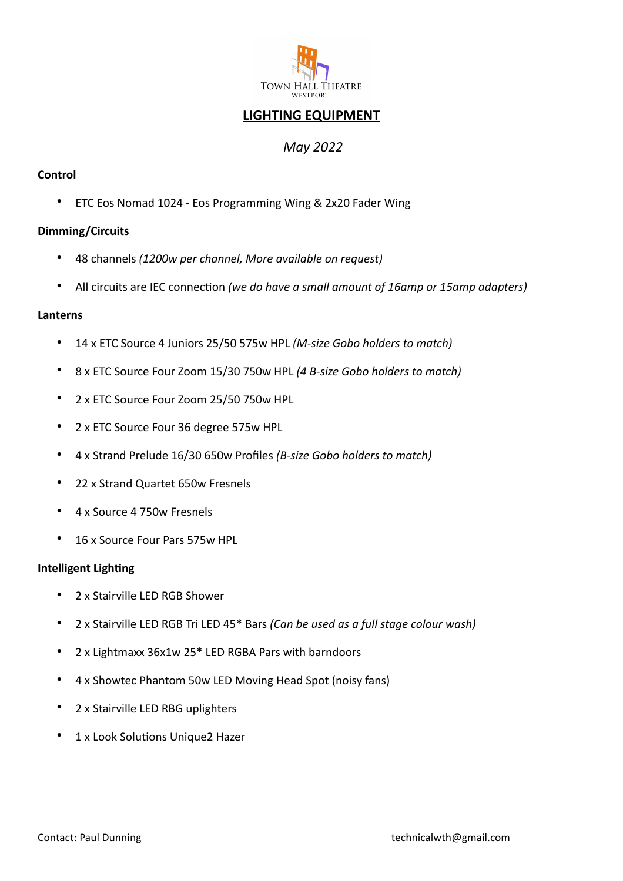TOWN HALL THEATRE
WESTPORT

# LIGHTING EQUIPMENT

*May 2022*

**Control**

- ETC Eos Nomad 1024 - Eos Programming Wing & 2x20 Fader Wing

**Dimming/Circuits**

- 48 channels *(1200w per channel, More available on request)*
- All circuits are IEC connection *(we do have a small amount of 16amp or 15amp adapters)*

**Lanterns**

- 14 x ETC Source 4 Juniors 25/50 575w HPL *(M-size Gobo holders to match)*
- 8 x ETC Source Four Zoom 15/30 750w HPL *(4 B-size Gobo holders to match)*
- 2 x ETC Source Four Zoom 25/50 750w HPL
- 2 x ETC Source Four 36 degree 575w HPL
- 4 x Strand Prelude 16/30 650w Profiles *(B-size Gobo holders to match)*
- 22 x Strand Quartet 650w Fresnels
- 4 x Source 4 750w Fresnels
- 16 x Source Four Pars 575w HPL

**Intelligent Lighting**

- 2 x Stairville LED RGB Shower
- 2 x Stairville LED RGB Tri LED 45* Bars *(Can be used as a full stage colour wash)*
- 2 x Lightmaxx 36x1w 25* LED RGBA Pars with barndoors
- 4 x Showtec Phantom 50w LED Moving Head Spot (noisy fans)
- 2 x Stairville LED RBG uplighters
- 1 x Look Solutions Unique2 Hazer

Contact: Paul Dunning technicalwth@gmail.com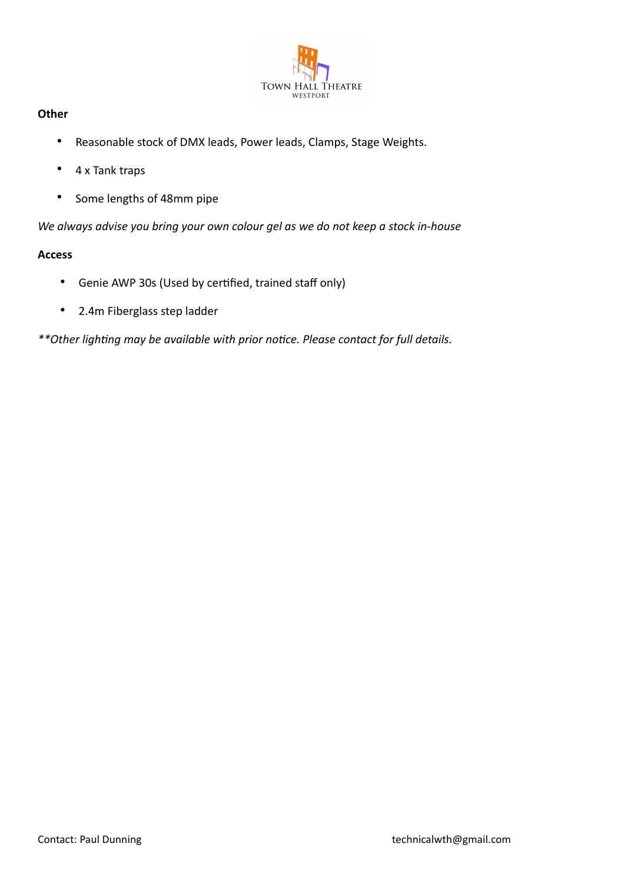**Other**

- Reasonable stock of DMX leads, Power leads, Clamps, Stage Weights.
- 4 x Tank traps
- Some lengths of 48mm pipe

*We always advise you bring your own colour gel as we do not keep a stock in-house*

**Access**

- Genie AWP 30s (Used by certified, trained staff only)
- 2.4m Fiberglass step ladder

*\*\*Other lighting may be available with prior notice. Please contact for full details.*

Contact: Paul Dunning technicalwth@gmail.com